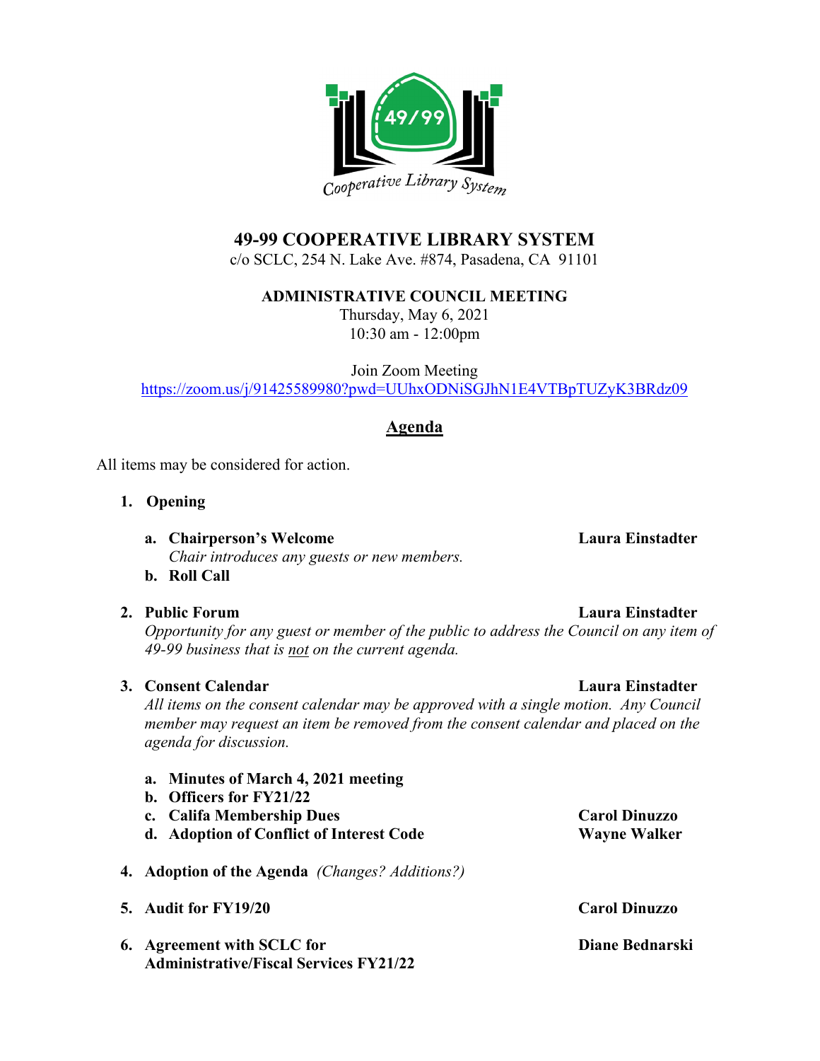# 49-99 COOPERATIVE LIBRARY SYSTEM

c/o SCLC, 254 N. Lake Ave. #874, Pasadena, CA 91101

## ADMINISTRATIVE COUNCIL MEETING

Thursday, May 6, 2021
10:30 am - 12:00pm

Join Zoom Meeting
https://zoom.us/j/91425589980?pwd=UUhxODNiSGJhN1E4VTBpTUZyK3BRdz09

## Agenda

All items may be considered for action.

1. **Opening**
   - a. **Chairperson's Welcome** — **Laura Einstadter**
     *Chair introduces any guests or new members.*
   - b. **Roll Call**

2. **Public Forum** — **Laura Einstadter**
   *Opportunity for any guest or member of the public to address the Council on any item of 49-99 business that is not on the current agenda.*

3. **Consent Calendar** — **Laura Einstadter**
   *All items on the consent calendar may be approved with a single motion. Any Council member may request an item be removed from the consent calendar and placed on the agenda for discussion.*
   - a. **Minutes of March 4, 2021 meeting**
   - b. **Officers for FY21/22**
   - c. **Califa Membership Dues** — **Carol Dinuzzo**
   - d. **Adoption of Conflict of Interest Code** — **Wayne Walker**

4. **Adoption of the Agenda** *(Changes? Additions?)*

5. **Audit for FY19/20** — **Carol Dinuzzo**

6. **Agreement with SCLC for Administrative/Fiscal Services FY21/22** — **Diane Bednarski**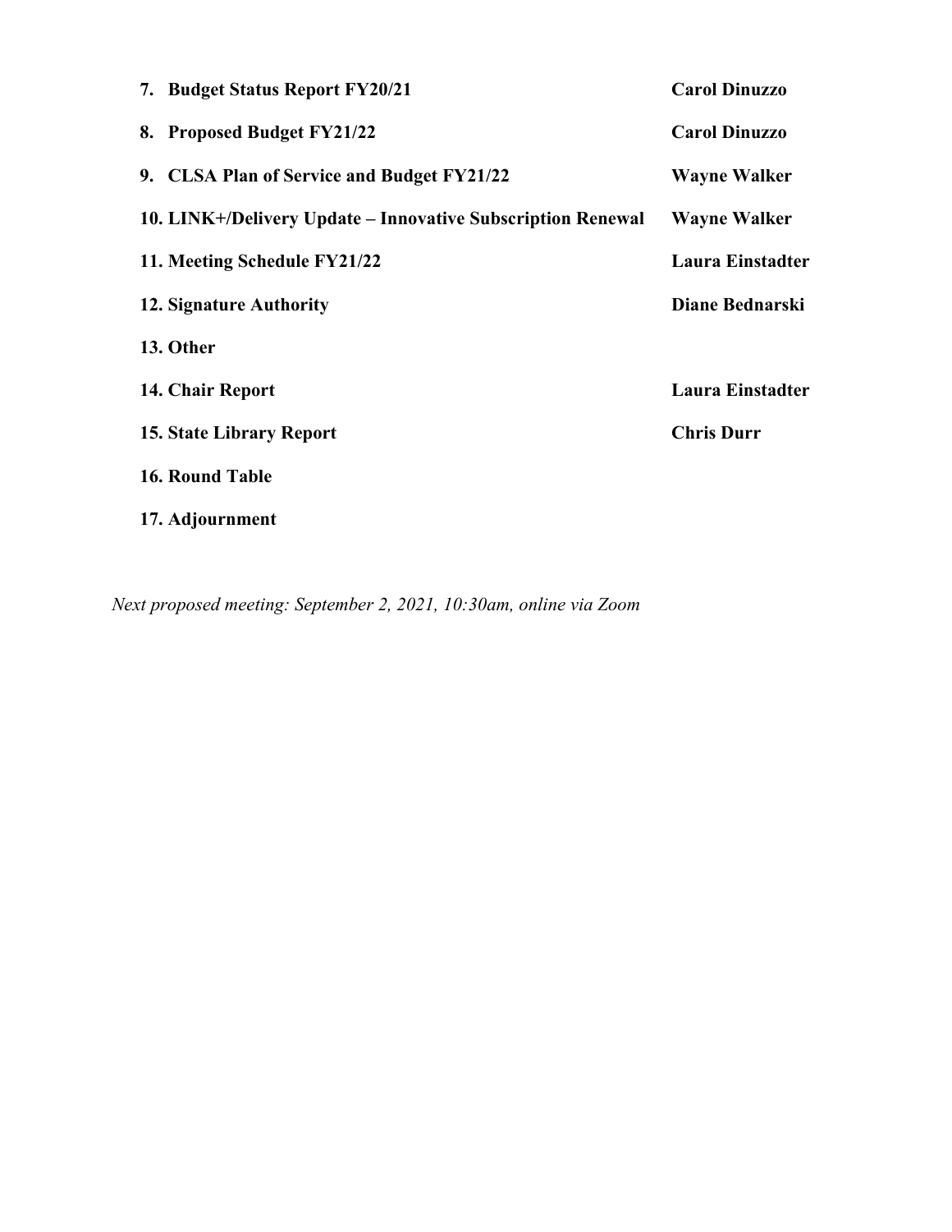| | |
|---|---|
| **7. Budget Status Report FY20/21** | **Carol Dinuzzo** |
| **8. Proposed Budget FY21/22** | **Carol Dinuzzo** |
| **9. CLSA Plan of Service and Budget FY21/22** | **Wayne Walker** |
| **10. LINK+/Delivery Update – Innovative Subscription Renewal** | **Wayne Walker** |
| **11. Meeting Schedule FY21/22** | **Laura Einstadter** |
| **12. Signature Authority** | **Diane Bednarski** |
| **13. Other** | |
| **14. Chair Report** | **Laura Einstadter** |
| **15. State Library Report** | **Chris Durr** |
| **16. Round Table** | |
| **17. Adjournment** | |

*Next proposed meeting: September 2, 2021, 10:30am, online via Zoom*